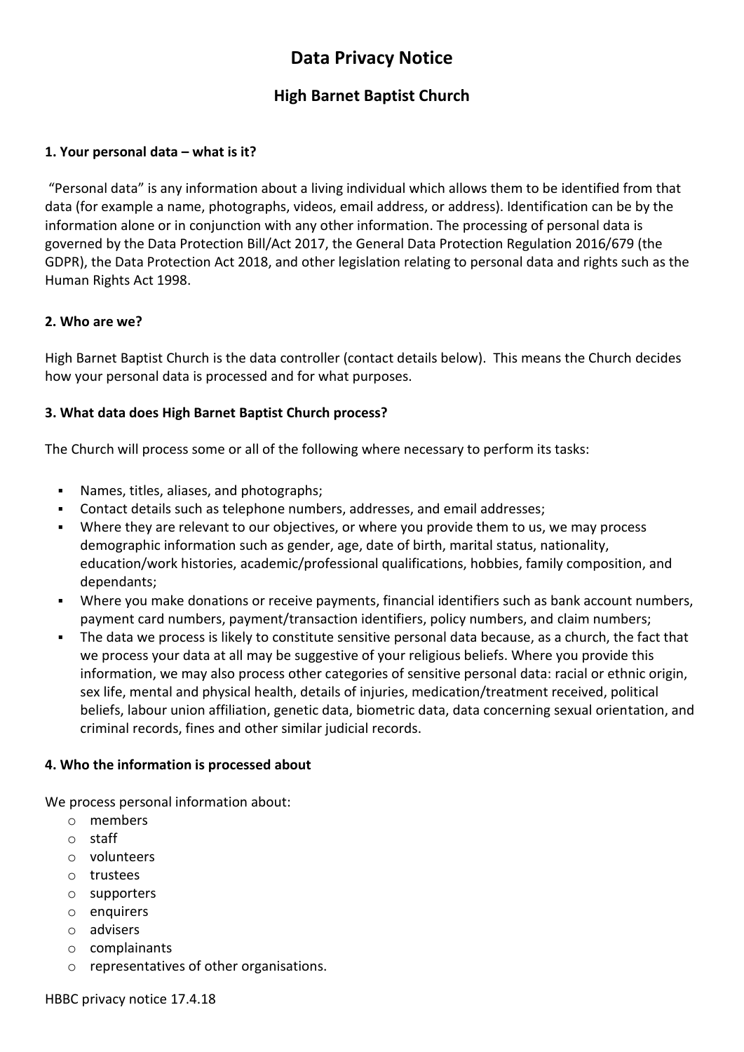# Data Privacy Notice

## High Barnet Baptist Church

### 1. Your personal data – what is it?

"Personal data" is any information about a living individual which allows them to be identified from that data (for example a name, photographs, videos, email address, or address). Identification can be by the information alone or in conjunction with any other information. The processing of personal data is governed by the Data Protection Bill/Act 2017, the General Data Protection Regulation 2016/679 (the GDPR), the Data Protection Act 2018, and other legislation relating to personal data and rights such as the Human Rights Act 1998.

### 2. Who are we?

High Barnet Baptist Church is the data controller (contact details below). This means the Church decides how your personal data is processed and for what purposes.

### 3. What data does High Barnet Baptist Church process?

The Church will process some or all of the following where necessary to perform its tasks:

- Names, titles, aliases, and photographs;
- Contact details such as telephone numbers, addresses, and email addresses;
- Where they are relevant to our objectives, or where you provide them to us, we may process demographic information such as gender, age, date of birth, marital status, nationality, education/work histories, academic/professional qualifications, hobbies, family composition, and dependants;
- Where you make donations or receive payments, financial identifiers such as bank account numbers, payment card numbers, payment/transaction identifiers, policy numbers, and claim numbers;
- The data we process is likely to constitute sensitive personal data because, as a church, the fact that we process your data at all may be suggestive of your religious beliefs. Where you provide this information, we may also process other categories of sensitive personal data: racial or ethnic origin, sex life, mental and physical health, details of injuries, medication/treatment received, political beliefs, labour union affiliation, genetic data, biometric data, data concerning sexual orientation, and criminal records, fines and other similar judicial records.

### 4. Who the information is processed about

We process personal information about:

- members
- staff
- volunteers
- trustees
- supporters
- enquirers
- advisers
- complainants
- representatives of other organisations.

HBBC privacy notice 17.4.18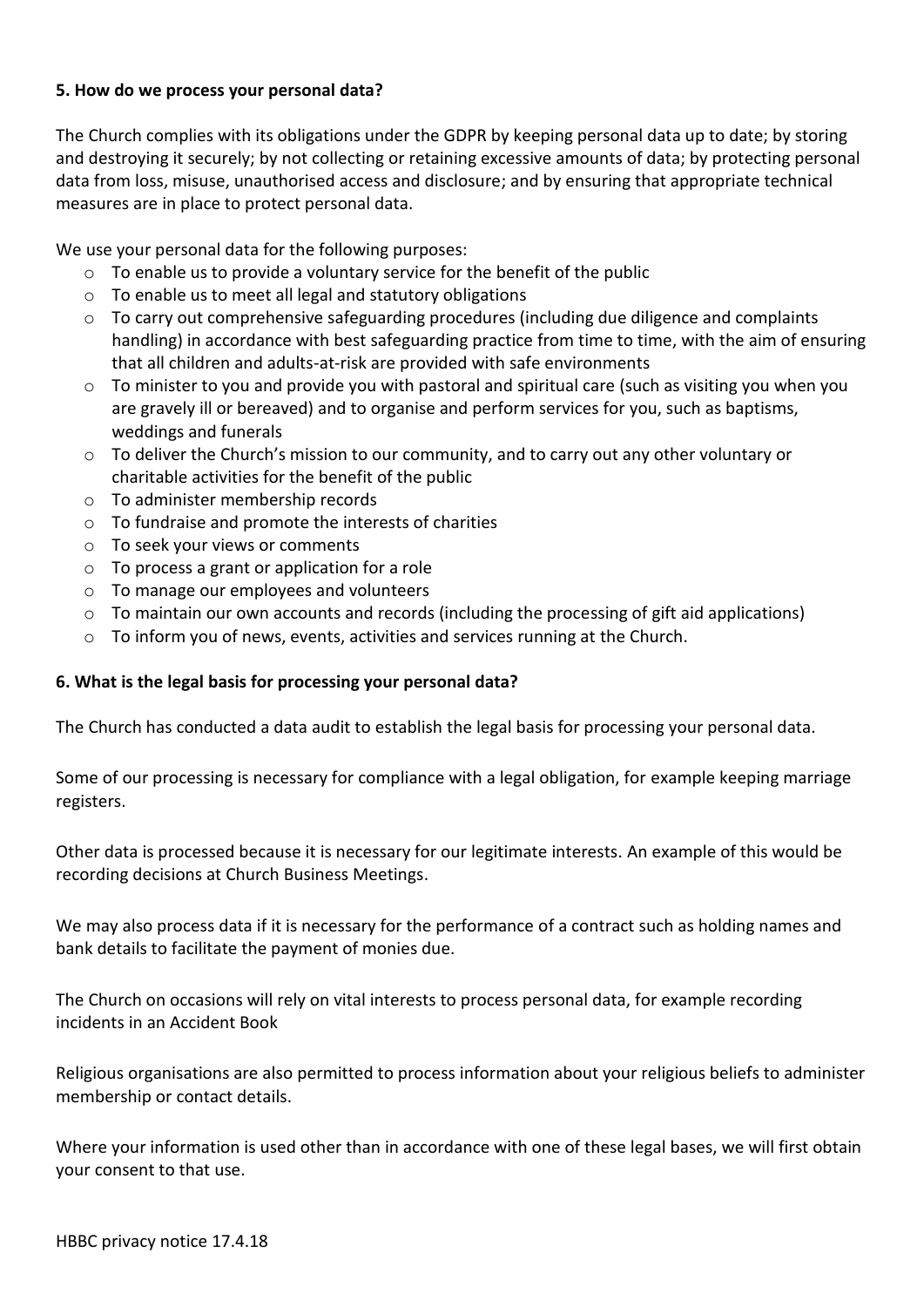**5. How do we process your personal data?**

The Church complies with its obligations under the GDPR by keeping personal data up to date; by storing and destroying it securely; by not collecting or retaining excessive amounts of data; by protecting personal data from loss, misuse, unauthorised access and disclosure; and by ensuring that appropriate technical measures are in place to protect personal data.

We use your personal data for the following purposes:

- To enable us to provide a voluntary service for the benefit of the public
- To enable us to meet all legal and statutory obligations
- To carry out comprehensive safeguarding procedures (including due diligence and complaints handling) in accordance with best safeguarding practice from time to time, with the aim of ensuring that all children and adults-at-risk are provided with safe environments
- To minister to you and provide you with pastoral and spiritual care (such as visiting you when you are gravely ill or bereaved) and to organise and perform services for you, such as baptisms, weddings and funerals
- To deliver the Church's mission to our community, and to carry out any other voluntary or charitable activities for the benefit of the public
- To administer membership records
- To fundraise and promote the interests of charities
- To seek your views or comments
- To process a grant or application for a role
- To manage our employees and volunteers
- To maintain our own accounts and records (including the processing of gift aid applications)
- To inform you of news, events, activities and services running at the Church.

**6. What is the legal basis for processing your personal data?**

The Church has conducted a data audit to establish the legal basis for processing your personal data.

Some of our processing is necessary for compliance with a legal obligation, for example keeping marriage registers.

Other data is processed because it is necessary for our legitimate interests. An example of this would be recording decisions at Church Business Meetings.

We may also process data if it is necessary for the performance of a contract such as holding names and bank details to facilitate the payment of monies due.

The Church on occasions will rely on vital interests to process personal data, for example recording incidents in an Accident Book

Religious organisations are also permitted to process information about your religious beliefs to administer membership or contact details.

Where your information is used other than in accordance with one of these legal bases, we will first obtain your consent to that use.

HBBC privacy notice 17.4.18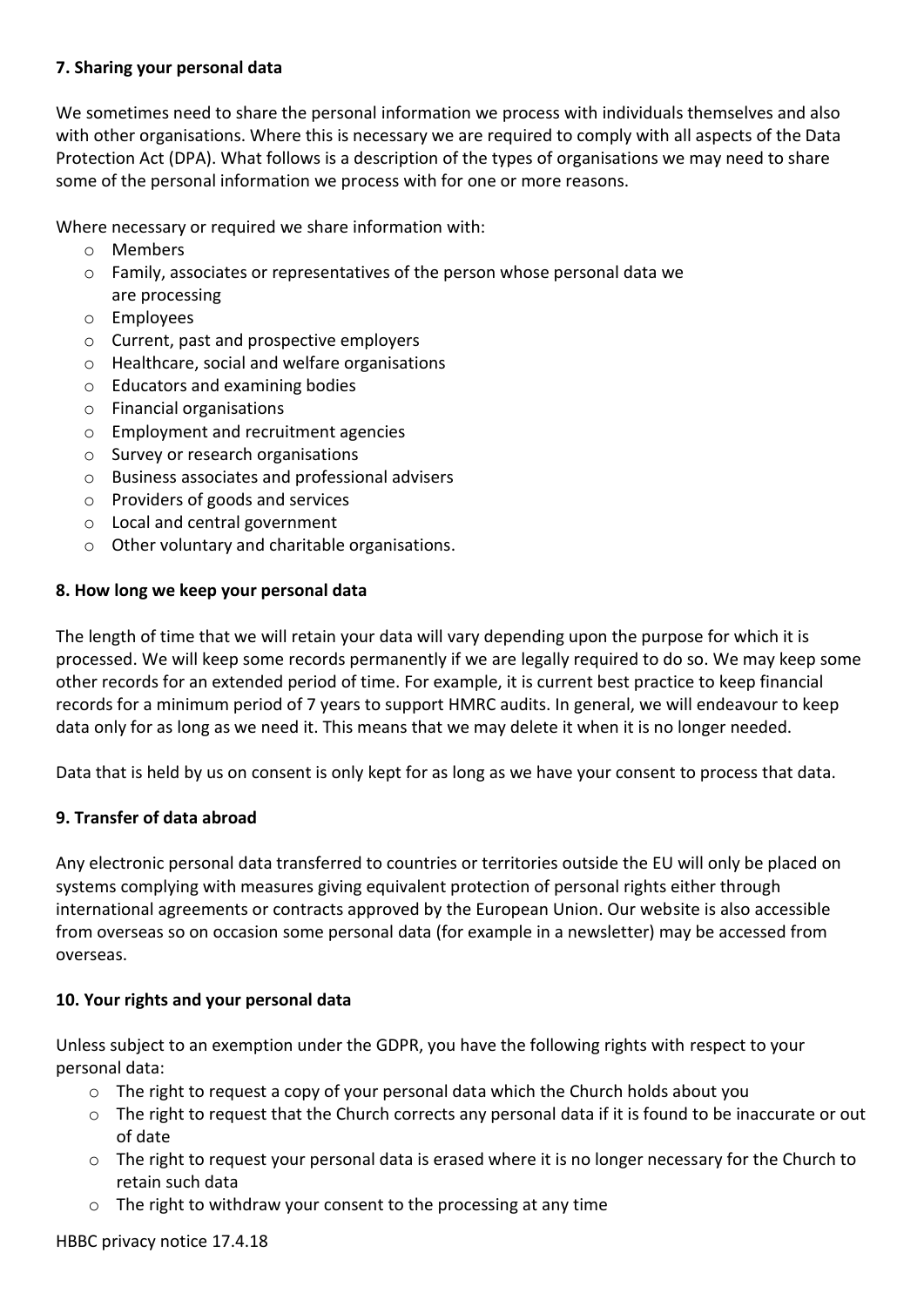**7. Sharing your personal data**

We sometimes need to share the personal information we process with individuals themselves and also with other organisations. Where this is necessary we are required to comply with all aspects of the Data Protection Act (DPA). What follows is a description of the types of organisations we may need to share some of the personal information we process with for one or more reasons.

Where necessary or required we share information with:

- Members
- Family, associates or representatives of the person whose personal data we are processing
- Employees
- Current, past and prospective employers
- Healthcare, social and welfare organisations
- Educators and examining bodies
- Financial organisations
- Employment and recruitment agencies
- Survey or research organisations
- Business associates and professional advisers
- Providers of goods and services
- Local and central government
- Other voluntary and charitable organisations.

**8. How long we keep your personal data**

The length of time that we will retain your data will vary depending upon the purpose for which it is processed. We will keep some records permanently if we are legally required to do so. We may keep some other records for an extended period of time. For example, it is current best practice to keep financial records for a minimum period of 7 years to support HMRC audits. In general, we will endeavour to keep data only for as long as we need it. This means that we may delete it when it is no longer needed.

Data that is held by us on consent is only kept for as long as we have your consent to process that data.

**9. Transfer of data abroad**

Any electronic personal data transferred to countries or territories outside the EU will only be placed on systems complying with measures giving equivalent protection of personal rights either through international agreements or contracts approved by the European Union. Our website is also accessible from overseas so on occasion some personal data (for example in a newsletter) may be accessed from overseas.

**10. Your rights and your personal data**

Unless subject to an exemption under the GDPR, you have the following rights with respect to your personal data:

- The right to request a copy of your personal data which the Church holds about you
- The right to request that the Church corrects any personal data if it is found to be inaccurate or out of date
- The right to request your personal data is erased where it is no longer necessary for the Church to retain such data
- The right to withdraw your consent to the processing at any time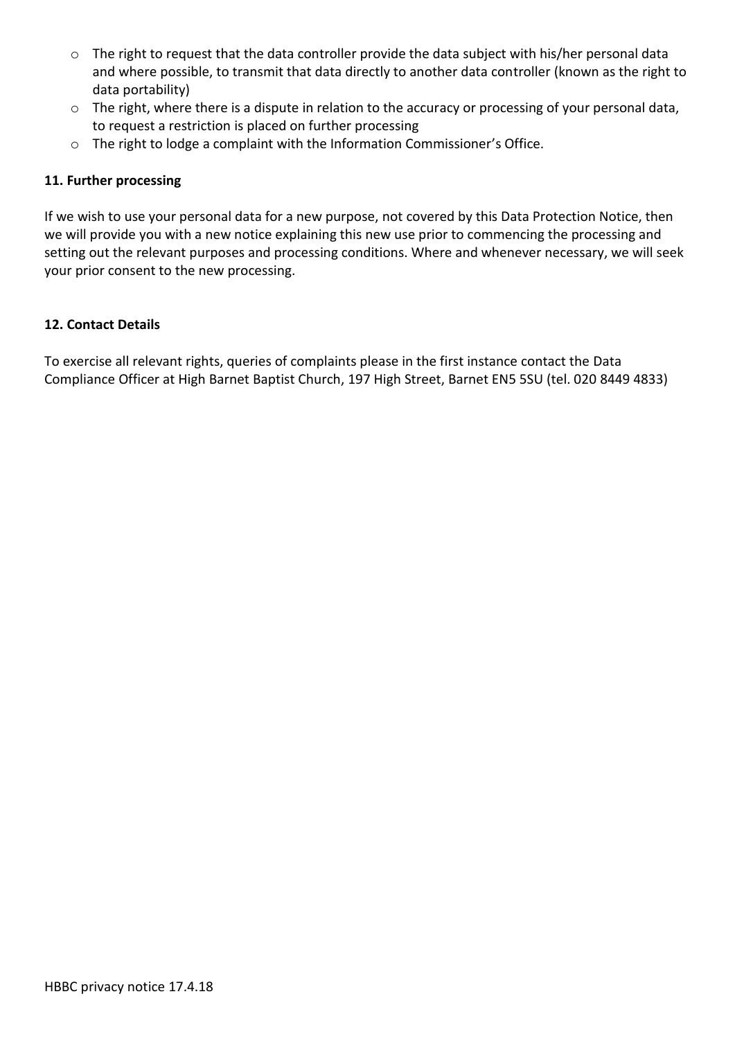- The right to request that the data controller provide the data subject with his/her personal data and where possible, to transmit that data directly to another data controller (known as the right to data portability)
- The right, where there is a dispute in relation to the accuracy or processing of your personal data, to request a restriction is placed on further processing
- The right to lodge a complaint with the Information Commissioner's Office.

**11. Further processing**

If we wish to use your personal data for a new purpose, not covered by this Data Protection Notice, then we will provide you with a new notice explaining this new use prior to commencing the processing and setting out the relevant purposes and processing conditions. Where and whenever necessary, we will seek your prior consent to the new processing.

**12. Contact Details**

To exercise all relevant rights, queries of complaints please in the first instance contact the Data Compliance Officer at High Barnet Baptist Church, 197 High Street, Barnet EN5 5SU (tel. 020 8449 4833)

HBBC privacy notice 17.4.18